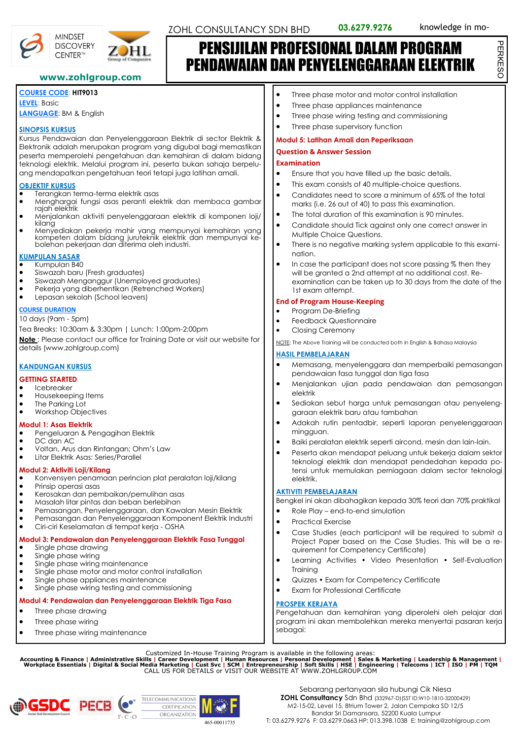MINDSET DISCOVERY CENTER™ | ZOHL Group of Companies

**www.zohlgroup.com**

ZOHL CONSULTANCY SDN BHD **03.6279.9276** knowledge in mo-

# PENSIJILAN PROFESIONAL DALAM PROGRAM PENDAWAIAN DAN PENYELENGGARAAN ELEKTRIK

PERKESO

**COURSE CODE**: **HIT9013**

**LEVEL**: Basic

**LANGUAGE**: BM & English

## SINOPSIS KURSUS

Kursus Pendawaian dan Penyelenggaraan Elektrik di sector Elektrik & Elektronik adalah merupakan program yang digubal bagi memastikan peserta memperolehi pengetahuan dan kemahiran di dalam bidang teknologi elektrik. Melalui program ini, peserta bukan sahaja berpeluang mendapatkan pengetahuan teori tetapi juga latihan amali.

## OBJEKTIF KURSUS

- Terangkan terma-terma elektrik asas
- Menghargai fungsi asas peranti elektrik dan membaca gambar rajah elektrik
- Menjalankan aktiviti penyelenggaraan elektrik di komponen loji/kilang
- Menyediakan pekerja mahir yang mempunyai kemahiran yang kompeten dalam bidang juruteknik elektrik dan mempunyai kebolehan pekerjaan dan diterima oleh industri.

## KUMPULAN SASAR

- Kumpulan B40
- Siswazah baru (Fresh graduates)
- Siswazah Menganggur (Unemployed graduates)
- Pekerja yang diberhentikan (Retrenched Workers)
- Lepasan sekolah (School leavers)

## COURSE DURATION

10 days (9am - 5pm)

Tea Breaks: 10:30am & 3:30pm | Lunch: 1:00pm-2:00pm

**Note** : Please contact our office for Training Date or visit our website for details (www.zohlgroup.com)

## KANDUNGAN KURSUS

### GETTING STARTED

- Icebreaker
- Housekeeping Items
- The Parking Lot
- Workshop Objectives

### Modul 1: Asas Elektrik

- Pengeluaran & Pengagihan Elektrik
- DC dan AC
- Voltan, Arus dan Rintangan; Ohm's Law
- Litar Elektrik Asas: Series/Parallel

### Modul 2: Aktiviti Loji/Kilang

- Konvensyen penamaan perincian plat peralatan loji/kilang
- Prinsip operasi asas
- Kerosakan dan pembaikan/pemulihan asas
- Masalah litar pintas dan beban berlebihan
- Pemasangan, Penyelenggaraan, dan Kawalan Mesin Elektrik
- Pemasangan dan Penyelenggaraan Komponent Elektrik Industri
- Ciri-ciri Keselamatan di tempat kerja - OSHA

### Modul 3: Pendawaian dan Penyelenggaraan Elektrik Fasa Tunggal

- Single phase drawing
- Single phase wiring
- Single phase wiring maintenance
- Single phase motor and motor control installation
- Single phase appliances maintenance
- Single phase wiring testing and commissioning

### Modul 4: Pendawaian dan Penyelenggaraan Elektrik Tiga Fasa

- Three phase drawing
- Three phase wiring
- Three phase wiring maintenance
- Three phase motor and motor control installation
- Three phase appliances maintenance
- Three phase wiring testing and commissioning
- Three phase supervisory function

### Modul 5: Latihan Amali dan Peperiksaan

### Question & Answer Session

### Examination

- Ensure that you have filled up the basic details.
- This exam consists of 40 multiple-choice questions.
- Candidates need to score a minimum of 65% of the total marks (i.e. 26 out of 40) to pass this examination.
- The total duration of this examination is 90 minutes.
- Candidate should Tick against only one correct answer in Multiple Choice Questions.
- There is no negative marking system applicable to this examination.
- In case the participant does not score passing % then they will be granted a 2nd attempt at no additional cost. Re-examination can be taken up to 30 days from the date of the 1st exam attempt.

### End of Program House-Keeping

- Program De-Briefing
- Feedback Questionnaire
- Closing Ceremony

NOTE: The Above Training will be conducted both in English & Bahasa Malaysia

## HASIL PEMBELAJARAN

- Memasang, menyelenggara dan memperbaiki pemasangan pendawaian fasa tunggal dan tiga fasa
- Menjalankan ujian pada pendawaian dan pemasangan elektrik
- Sediakan sebut harga untuk pemasangan atau penyelenggaraan elektrik baru atau tambahan
- Adakah rutin pentadbir, seperti laporan penyelenggaraan mingguan.
- Baiki peralatan elektrik seperti aircond, mesin dan lain-lain.
- Peserta akan mendapat peluang untuk bekerja dalam sektor teknologi elektrik dan mendapat pendedahan kepada potensi untuk memulakan perniagaan dalam sector teknologi elektrik.

## AKTIVITI PEMBELAJARAN

Bengkel ini akan dibahagikan kepada 30% teori dan 70% praktikal

- Role Play – end-to-end simulation
- Practical Exercise
- Case Studies (each participant will be required to submit a Project Paper based on the Case Studies. This will be a requirement for Competency Certificate)
- Learning Activities • Video Presentation • Self-Evaluation Training
- Quizzes • Exam for Competency Certificate
- Exam for Professional Certificate

## PROSPEK KERJAYA

Pengetahuan dan kemahiran yang diperolehi oleh pelajar dari program ini akan membolehkan mereka menyertai pasaran kerja sebagai:

Customized In-House Training Program is available in the following areas:

**Accounting & Finance | Administrative Skills | Career Development | Human Resources | Personal Development | Sales & Marketing | Leadership & Management | Workplace Essentials | Digital & Social Media Marketing | Cust Svc | SCM | Entrepreneurship | Soft Skills | HSE | Engineering | Telecoms | ICT | ISO | PM | TQM**

CALL US FOR DETAILS or VISIT OUR WEBSITE AT WWW.ZOHLGROUP.COM

GSDC | PECB | T·C·O TELECOMMUNICATIONS CERTIFICATION ORGANIZATION | MOF 465-00011735

Sebarang pertanyaan sila hubungi Cik Niesa

**ZOHL Consultancy** Sdn Bhd (332967-D)(SST ID:W10-1810-32000429)

M2-15-02, Level 15, 8trium Tower 2, Jalan Cempaka SD 12/5

Bandar Sri Damansara, 52200 Kuala Lumpur

T: 03.6279.9276 F: 03.6279.0663 HP: 013.398.1038 E: training@zohlgroup.com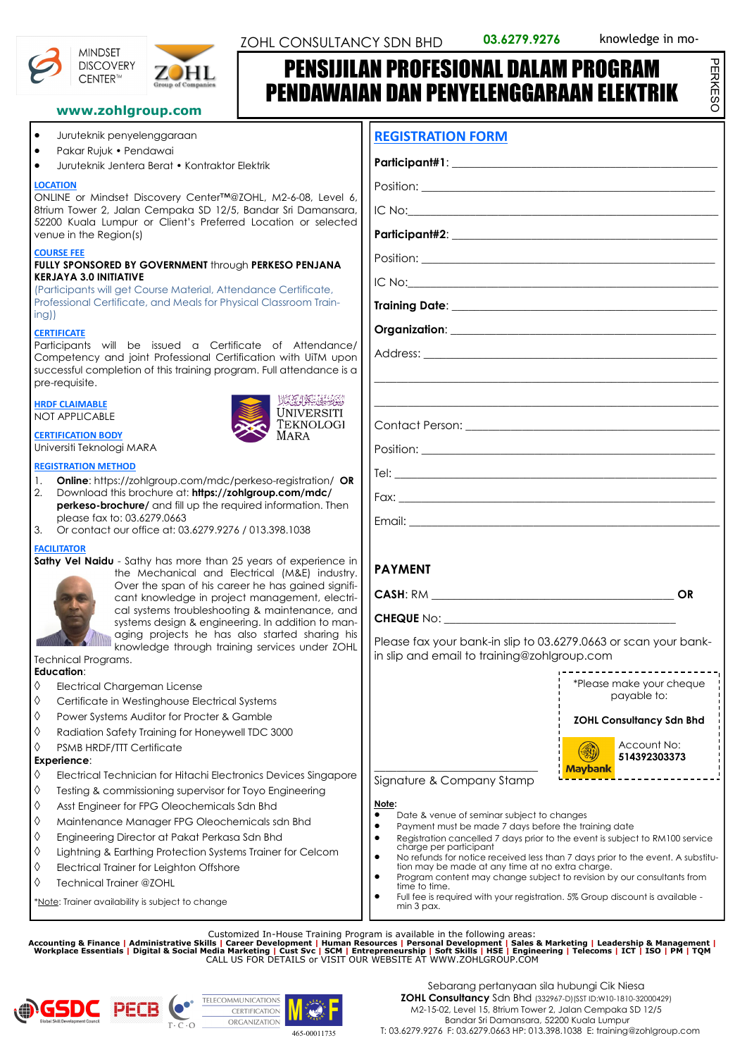MINDSET DISCOVERY CENTER™

ZOHL Group of Companies

www.zohlgroup.com

ZOHL CONSULTANCY SDN BHD **03.6279.9276** knowledge in mo-

# PENSIJILAN PROFESIONAL DALAM PROGRAM PENDAWAIAN DAN PENYELENGGARAAN ELEKTRIK

PERKESO

- Juruteknik penyelenggaraan
- Pakar Rujuk • Pendawai
- Juruteknik Jentera Berat • Kontraktor Elektrik

**LOCATION**

ONLINE or Mindset Discovery Center™@ZOHL, M2-6-08, Level 6, 8trium Tower 2, Jalan Cempaka SD 12/5, Bandar Sri Damansara, 52200 Kuala Lumpur or Client's Preferred Location or selected venue in the Region(s)

**COURSE FEE**

**FULLY SPONSORED BY GOVERNMENT** through **PERKESO PENJANA KERJAYA 3.0 INITIATIVE**

(Participants will get Course Material, Attendance Certificate, Professional Certificate, and Meals for Physical Classroom Training))

**CERTIFICATE**

Participants will be issued a Certificate of Attendance/ Competency and joint Professional Certification with UiTM upon successful completion of this training program. Full attendance is a pre-requisite.

**HRDF CLAIMABLE**

NOT APPLICABLE

**CERTIFICATION BODY**

Universiti Teknologi MARA

UNIVERSITI TEKNOLOGI MARA

**REGISTRATION METHOD**

1. **Online**: https://zohlgroup.com/mdc/perkeso-registration/ **OR**
2. Download this brochure at: **https://zohlgroup.com/mdc/perkeso-brochure/** and fill up the required information. Then please fax to: 03.6279.0663
3. Or contact our office at: 03.6279.9276 / 013.398.1038

**FACILITATOR**

**Sathy Vel Naidu** - Sathy has more than 25 years of experience in the Mechanical and Electrical (M&E) industry. Over the span of his career he has gained significant knowledge in project management, electrical systems troubleshooting & maintenance, and systems design & engineering. In addition to managing projects he has also started sharing his knowledge through training services under ZOHL Technical Programs.

**Education**:

- ◊ Electrical Chargeman License
- ◊ Certificate in Westinghouse Electrical Systems
- ◊ Power Systems Auditor for Procter & Gamble
- ◊ Radiation Safety Training for Honeywell TDC 3000
- ◊ PSMB HRDF/TTT Certificate

**Experience**:

- ◊ Electrical Technician for Hitachi Electronics Devices Singapore
- ◊ Testing & commissioning supervisor for Toyo Engineering
- ◊ Asst Engineer for FPG Oleochemicals Sdn Bhd
- ◊ Maintenance Manager FPG Oleochemicals sdn Bhd
- ◊ Engineering Director at Pakat Perkasa Sdn Bhd
- ◊ Lightning & Earthing Protection Systems Trainer for Celcom
- ◊ Electrical Trainer for Leighton Offshore
- ◊ Technical Trainer @ZOHL

*Note: Trainer availability is subject to change

## REGISTRATION FORM

**Participant#1**: ______________________

Position: ______________________

IC No: ______________________

**Participant#2**: ______________________

Position: ______________________

IC No: ______________________

**Training Date**: ______________________

**Organization**: ______________________

Address: ______________________

______________________

______________________

Contact Person: ______________________

Position: ______________________

Tel: ______________________

Fax: ______________________

Email: ______________________

**PAYMENT**

**CASH**: RM ______________________ **OR**

**CHEQUE** No: ______________________

Please fax your bank-in slip to 03.6279.0663 or scan your bank-in slip and email to training@zohlgroup.com

*Please make your cheque payable to:

**ZOHL Consultancy Sdn Bhd**

Maybank Account No: **514392303373**

______________________
Signature & Company Stamp

**Note**:

- Date & venue of seminar subject to changes
- Payment must be made 7 days before the training date
- Registration cancelled 7 days prior to the event is subject to RM100 service charge per participant
- No refunds for notice received less than 7 days prior to the event. A substitution may be made at any time at no extra charge.
- Program content may change subject to revision by our consultants from time to time.
- Full fee is required with your registration. 5% Group discount is available - min 3 pax.

Customized In-House Training Program is available in the following areas:

**Accounting & Finance | Administrative Skills | Career Development | Human Resources | Personal Development | Sales & Marketing | Leadership & Management | Workplace Essentials | Digital & Social Media Marketing | Cust Svc | SCM | Entrepreneurship | Soft Skills | HSE | Engineering | Telecoms | ICT | ISO | PM | TQM**

CALL US FOR DETAILS or VISIT OUR WEBSITE AT WWW.ZOHLGROUP.COM

GSDC Global Skill Development Council | PECB | T·C·O TELECOMMUNICATIONS CERTIFICATION ORGANIZATION | MOF 465-00011735

Sebarang pertanyaan sila hubungi Cik Niesa

**ZOHL Consultancy** Sdn Bhd (332967-D)(SST ID:W10-1810-32000429)

M2-15-02, Level 15, 8trium Tower 2, Jalan Cempaka SD 12/5

Bandar Sri Damansara, 52200 Kuala Lumpur

T: 03.6279.9276 F: 03.6279.0663 HP: 013.398.1038 E: training@zohlgroup.com